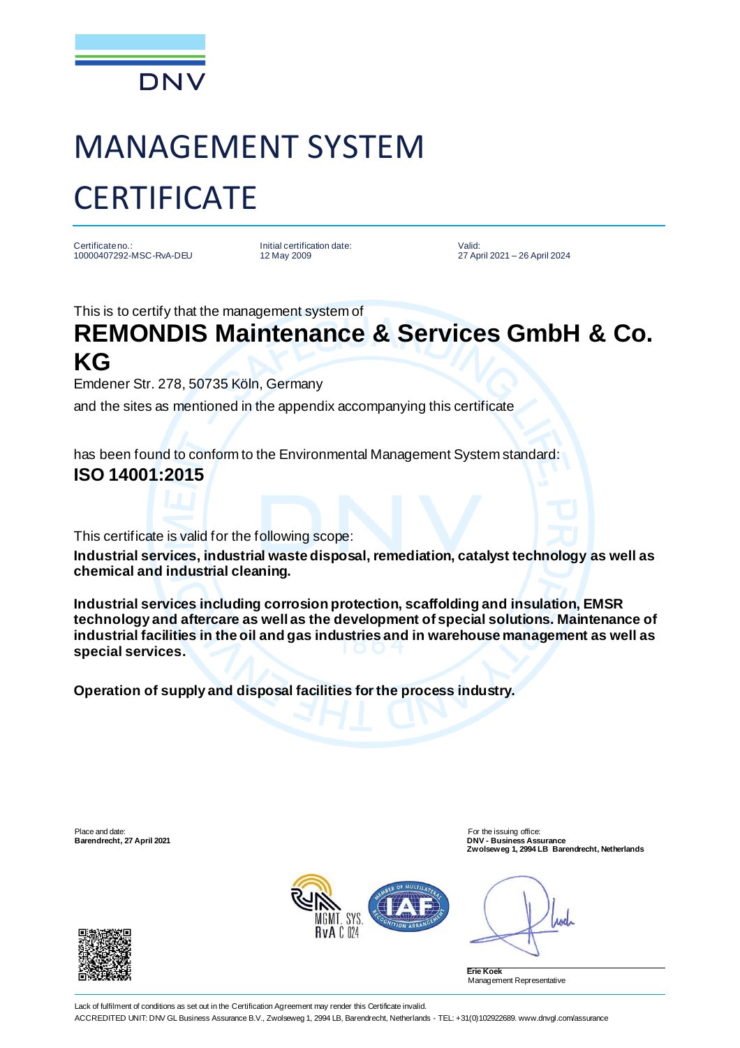DNV

# MANAGEMENT SYSTEM CERTIFICATE

| Certificate no.: | Initial certification date: | Valid: |
|---|---|---|
| 10000407292-MSC-RvA-DEU | 12 May 2009 | 27 April 2021 – 26 April 2024 |

This is to certify that the management system of

## REMONDIS Maintenance & Services GmbH & Co. KG

Emdener Str. 278, 50735 Köln, Germany

and the sites as mentioned in the appendix accompanying this certificate

has been found to conform to the Environmental Management System standard:

**ISO 14001:2015**

This certificate is valid for the following scope:

**Industrial services, industrial waste disposal, remediation, catalyst technology as well as chemical and industrial cleaning.**

**Industrial services including corrosion protection, scaffolding and insulation, EMSR technology and aftercare as well as the development of special solutions. Maintenance of industrial facilities in the oil and gas industries and in warehouse management as well as special services.**

**Operation of supply and disposal facilities for the process industry.**

Place and date:
**Barendrecht, 27 April 2021**

For the issuing office:
**DNV - Business Assurance**
**Zwolseweg 1, 2994 LB Barendrecht, Netherlands**

MGMT. SYS.
RvA C 024

**Erie Koek**
Management Representative

Lack of fulfilment of conditions as set out in the Certification Agreement may render this Certificate invalid.

ACCREDITED UNIT: DNV GL Business Assurance B.V., Zwolseweg 1, 2994 LB, Barendrecht, Netherlands - TEL: +31(0)102922689. www.dnvgl.com/assurance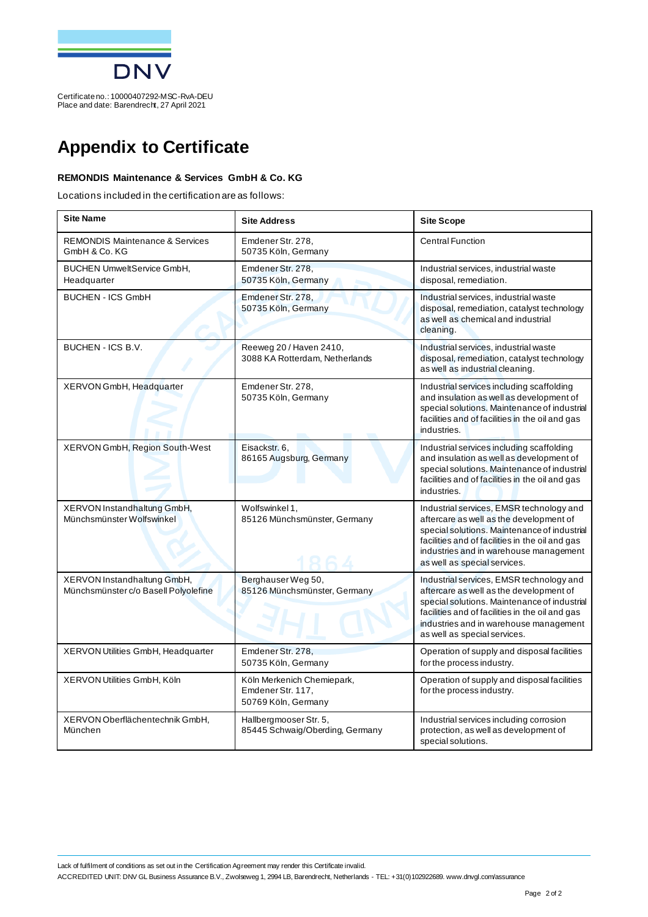Certificate no.: 10000407292-MSC-RvA-DEU
Place and date: Barendrecht, 27 April 2021

# Appendix to Certificate

**REMONDIS Maintenance & Services GmbH & Co. KG**

Locations included in the certification are as follows:

| Site Name | Site Address | Site Scope |
|---|---|---|
| REMONDIS Maintenance & Services GmbH & Co. KG | Emdener Str. 278, 50735 Köln, Germany | Central Function |
| BUCHEN UmweltService GmbH, Headquarter | Emdener Str. 278, 50735 Köln, Germany | Industrial services, industrial waste disposal, remediation. |
| BUCHEN - ICS GmbH | Emdener Str. 278, 50735 Köln, Germany | Industrial services, industrial waste disposal, remediation, catalyst technology as well as chemical and industrial cleaning. |
| BUCHEN - ICS B.V. | Reeweg 20 / Haven 2410, 3088 KA Rotterdam, Netherlands | Industrial services, industrial waste disposal, remediation, catalyst technology as well as industrial cleaning. |
| XERVON GmbH, Headquarter | Emdener Str. 278, 50735 Köln, Germany | Industrial services including scaffolding and insulation as well as development of special solutions. Maintenance of industrial facilities and of facilities in the oil and gas industries. |
| XERVON GmbH, Region South-West | Eisackstr. 6, 86165 Augsburg, Germany | Industrial services including scaffolding and insulation as well as development of special solutions. Maintenance of industrial facilities and of facilities in the oil and gas industries. |
| XERVON Instandhaltung GmbH, Münchsmünster Wolfswinkel | Wolfswinkel 1, 85126 Münchsmünster, Germany | Industrial services, EMSR technology and aftercare as well as the development of special solutions. Maintenance of industrial facilities and of facilities in the oil and gas industries and in warehouse management as well as special services. |
| XERVON Instandhaltung GmbH, Münchsmünster c/o Basell Polyolefine | Berghauser Weg 50, 85126 Münchsmünster, Germany | Industrial services, EMSR technology and aftercare as well as the development of special solutions. Maintenance of industrial facilities and of facilities in the oil and gas industries and in warehouse management as well as special services. |
| XERVON Utilities GmbH, Headquarter | Emdener Str. 278, 50735 Köln, Germany | Operation of supply and disposal facilities for the process industry. |
| XERVON Utilities GmbH, Köln | Köln Merkenich Chemiepark, Emdener Str. 117, 50769 Köln, Germany | Operation of supply and disposal facilities for the process industry. |
| XERVON Oberflächentechnik GmbH, München | Hallbergmooser Str. 5, 85445 Schwaig/Oberding, Germany | Industrial services including corrosion protection, as well as development of special solutions. |

Lack of fulfilment of conditions as set out in the Certification Agreement may render this Certificate invalid.

ACCREDITED UNIT: DNV GL Business Assurance B.V., Zwolseweg 1, 2994 LB, Barendrecht, Netherlands - TEL: +31(0)102922689. www.dnvgl.com/assurance